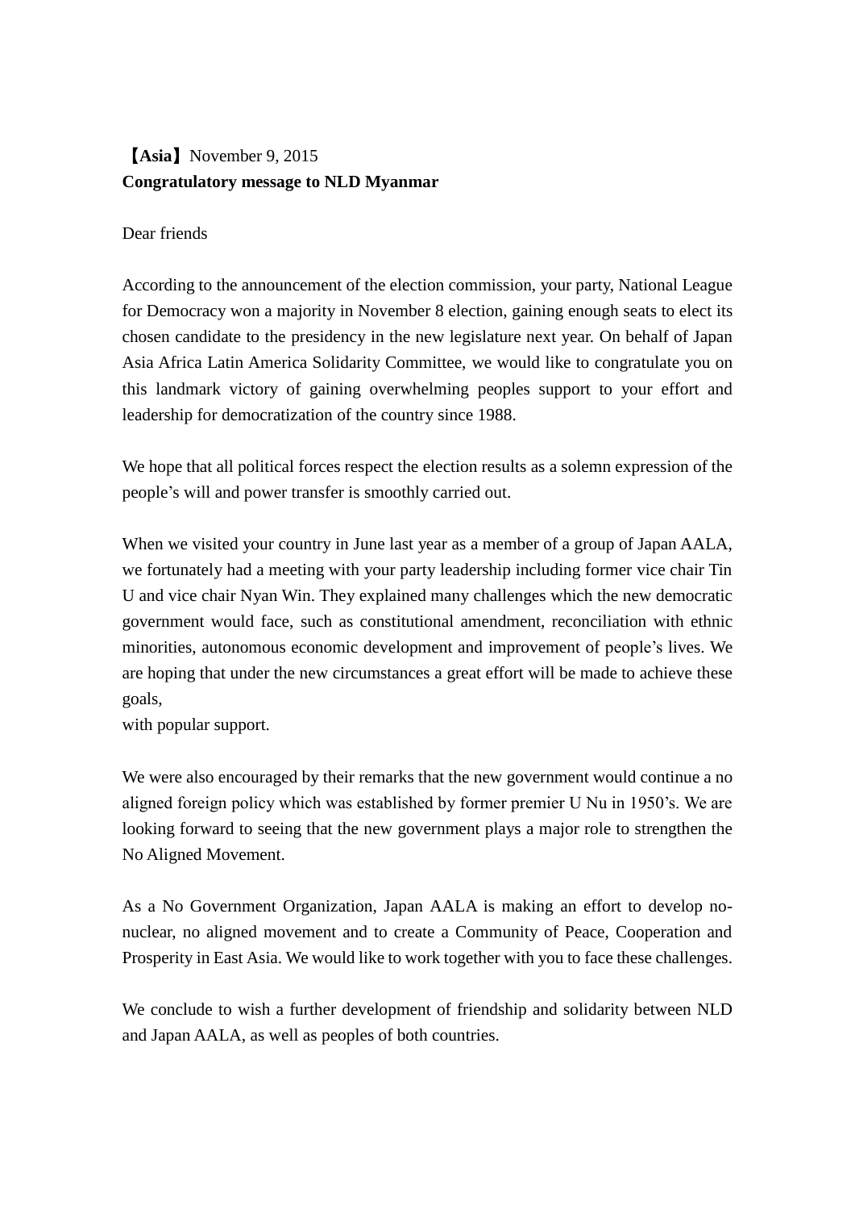**【Asia】**November 9, 2015

**Congratulatory message to NLD Myanmar**

Dear friends

According to the announcement of the election commission, your party, National League for Democracy won a majority in November 8 election, gaining enough seats to elect its chosen candidate to the presidency in the new legislature next year. On behalf of Japan Asia Africa Latin America Solidarity Committee, we would like to congratulate you on this landmark victory of gaining overwhelming peoples support to your effort and leadership for democratization of the country since 1988.

We hope that all political forces respect the election results as a solemn expression of the people's will and power transfer is smoothly carried out.

When we visited your country in June last year as a member of a group of Japan AALA, we fortunately had a meeting with your party leadership including former vice chair Tin U and vice chair Nyan Win. They explained many challenges which the new democratic government would face, such as constitutional amendment, reconciliation with ethnic minorities, autonomous economic development and improvement of people's lives. We are hoping that under the new circumstances a great effort will be made to achieve these goals,
with popular support.

We were also encouraged by their remarks that the new government would continue a no aligned foreign policy which was established by former premier U Nu in 1950's. We are looking forward to seeing that the new government plays a major role to strengthen the No Aligned Movement.

As a No Government Organization, Japan AALA is making an effort to develop no-nuclear, no aligned movement and to create a Community of Peace, Cooperation and Prosperity in East Asia. We would like to work together with you to face these challenges.

We conclude to wish a further development of friendship and solidarity between NLD and Japan AALA, as well as peoples of both countries.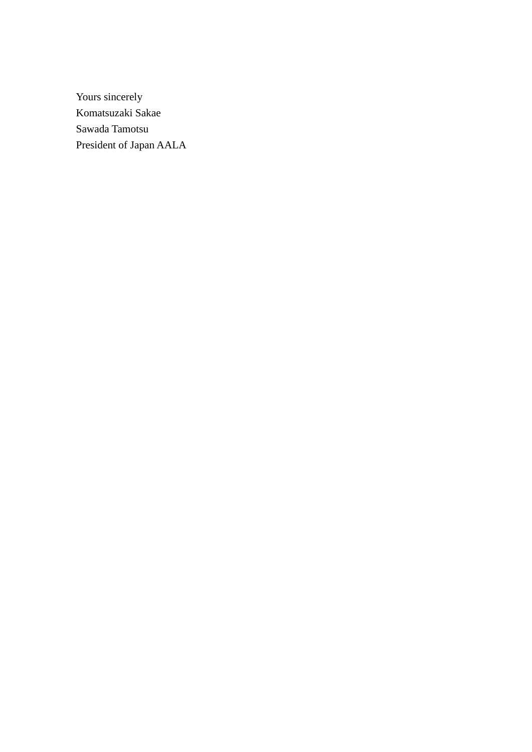Yours sincerely  
Komatsuzaki Sakae  
Sawada Tamotsu  
President of Japan AALA